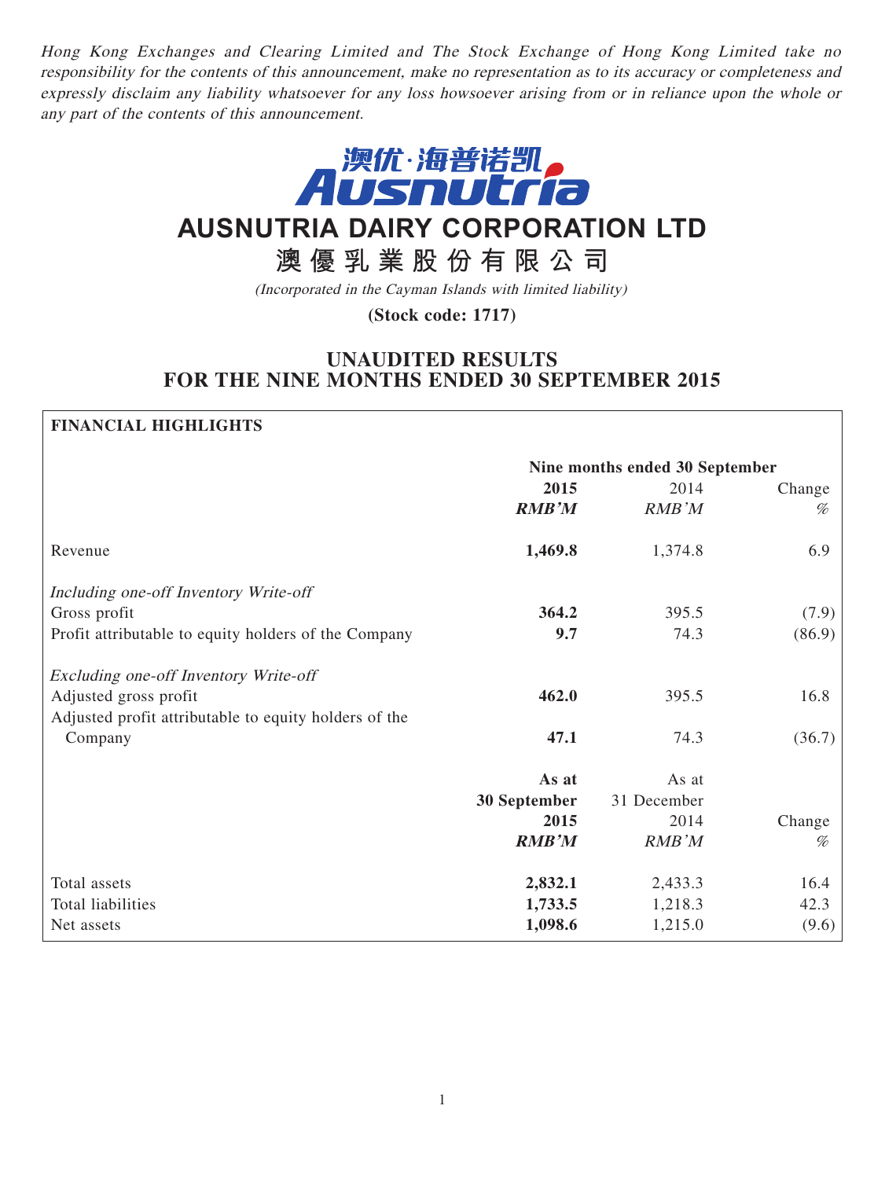*Hong Kong Exchanges and Clearing Limited and The Stock Exchange of Hong Kong Limited take no responsibility for the contents of this announcement, make no representation as to its accuracy or completeness and expressly disclaim any liability whatsoever for any loss howsoever arising from or in reliance upon the whole or any part of the contents of this announcement.*

澳优·海普诺凯 Ausnutria

# AUSNUTRIA DAIRY CORPORATION LTD

# 澳優乳業股份有限公司

*(Incorporated in the Cayman Islands with limited liability)*

**(Stock code: 1717)**

## UNAUDITED RESULTS FOR THE NINE MONTHS ENDED 30 SEPTEMBER 2015

**FINANCIAL HIGHLIGHTS**

| | Nine months ended 30 September | | |
|---|---|---|---|
| | **2015** | 2014 | Change |
| | ***RMB'M*** | *RMB'M* | *%* |
| Revenue | **1,469.8** | 1,374.8 | 6.9 |
| *Including one-off Inventory Write-off* | | | |
| Gross profit | **364.2** | 395.5 | (7.9) |
| Profit attributable to equity holders of the Company | **9.7** | 74.3 | (86.9) |
| *Excluding one-off Inventory Write-off* | | | |
| Adjusted gross profit | **462.0** | 395.5 | 16.8 |
| Adjusted profit attributable to equity holders of the Company | **47.1** | 74.3 | (36.7) |

| | **As at 30 September 2015** | As at 31 December 2014 | Change |
|---|---|---|---|
| | ***RMB'M*** | *RMB'M* | *%* |
| Total assets | **2,832.1** | 2,433.3 | 16.4 |
| Total liabilities | **1,733.5** | 1,218.3 | 42.3 |
| Net assets | **1,098.6** | 1,215.0 | (9.6) |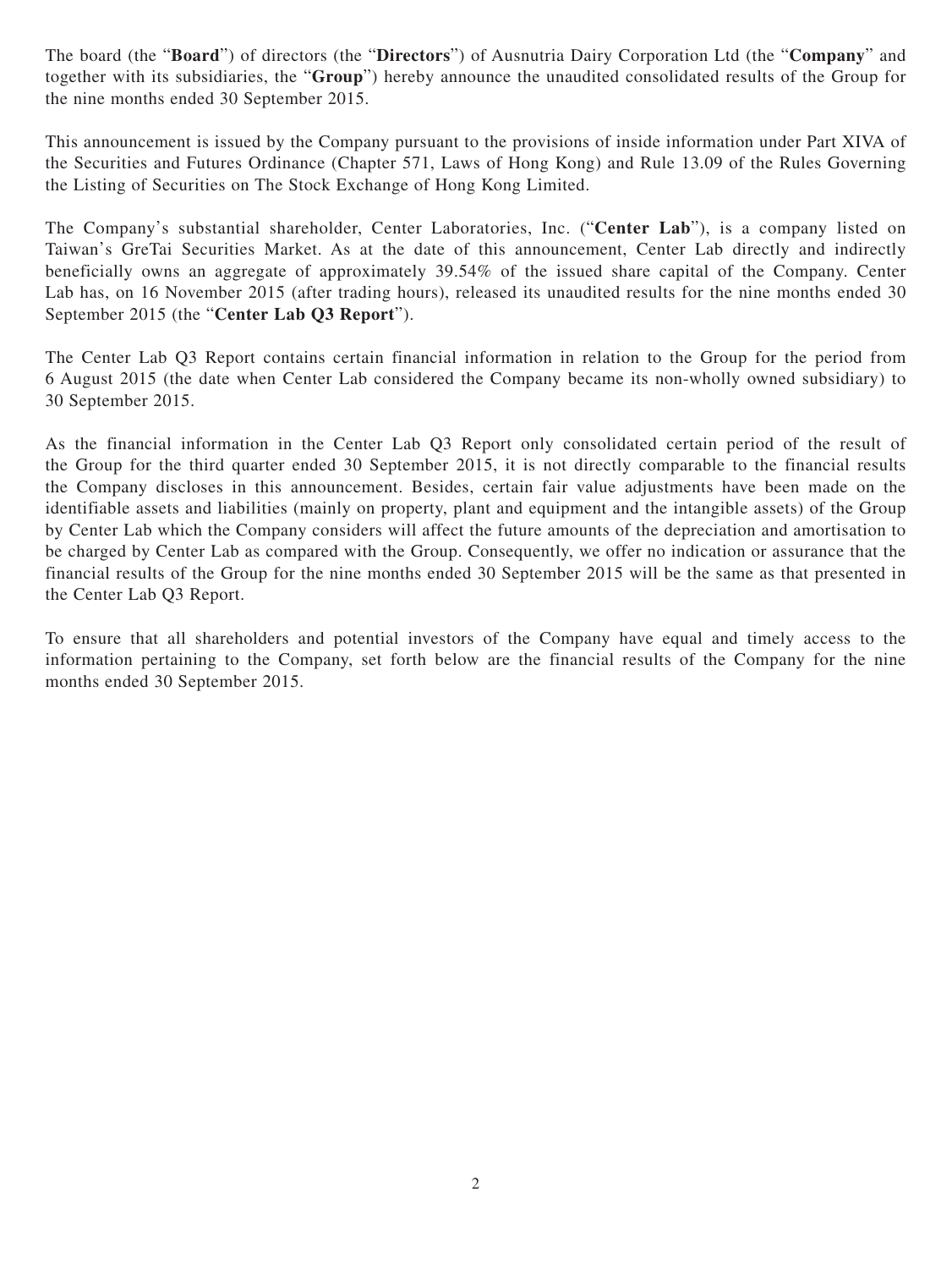The board (the "**Board**") of directors (the "**Directors**") of Ausnutria Dairy Corporation Ltd (the "**Company**" and together with its subsidiaries, the "**Group**") hereby announce the unaudited consolidated results of the Group for the nine months ended 30 September 2015.

This announcement is issued by the Company pursuant to the provisions of inside information under Part XIVA of the Securities and Futures Ordinance (Chapter 571, Laws of Hong Kong) and Rule 13.09 of the Rules Governing the Listing of Securities on The Stock Exchange of Hong Kong Limited.

The Company's substantial shareholder, Center Laboratories, Inc. ("**Center Lab**"), is a company listed on Taiwan's GreTai Securities Market. As at the date of this announcement, Center Lab directly and indirectly beneficially owns an aggregate of approximately 39.54% of the issued share capital of the Company. Center Lab has, on 16 November 2015 (after trading hours), released its unaudited results for the nine months ended 30 September 2015 (the "**Center Lab Q3 Report**").

The Center Lab Q3 Report contains certain financial information in relation to the Group for the period from 6 August 2015 (the date when Center Lab considered the Company became its non-wholly owned subsidiary) to 30 September 2015.

As the financial information in the Center Lab Q3 Report only consolidated certain period of the result of the Group for the third quarter ended 30 September 2015, it is not directly comparable to the financial results the Company discloses in this announcement. Besides, certain fair value adjustments have been made on the identifiable assets and liabilities (mainly on property, plant and equipment and the intangible assets) of the Group by Center Lab which the Company considers will affect the future amounts of the depreciation and amortisation to be charged by Center Lab as compared with the Group. Consequently, we offer no indication or assurance that the financial results of the Group for the nine months ended 30 September 2015 will be the same as that presented in the Center Lab Q3 Report.

To ensure that all shareholders and potential investors of the Company have equal and timely access to the information pertaining to the Company, set forth below are the financial results of the Company for the nine months ended 30 September 2015.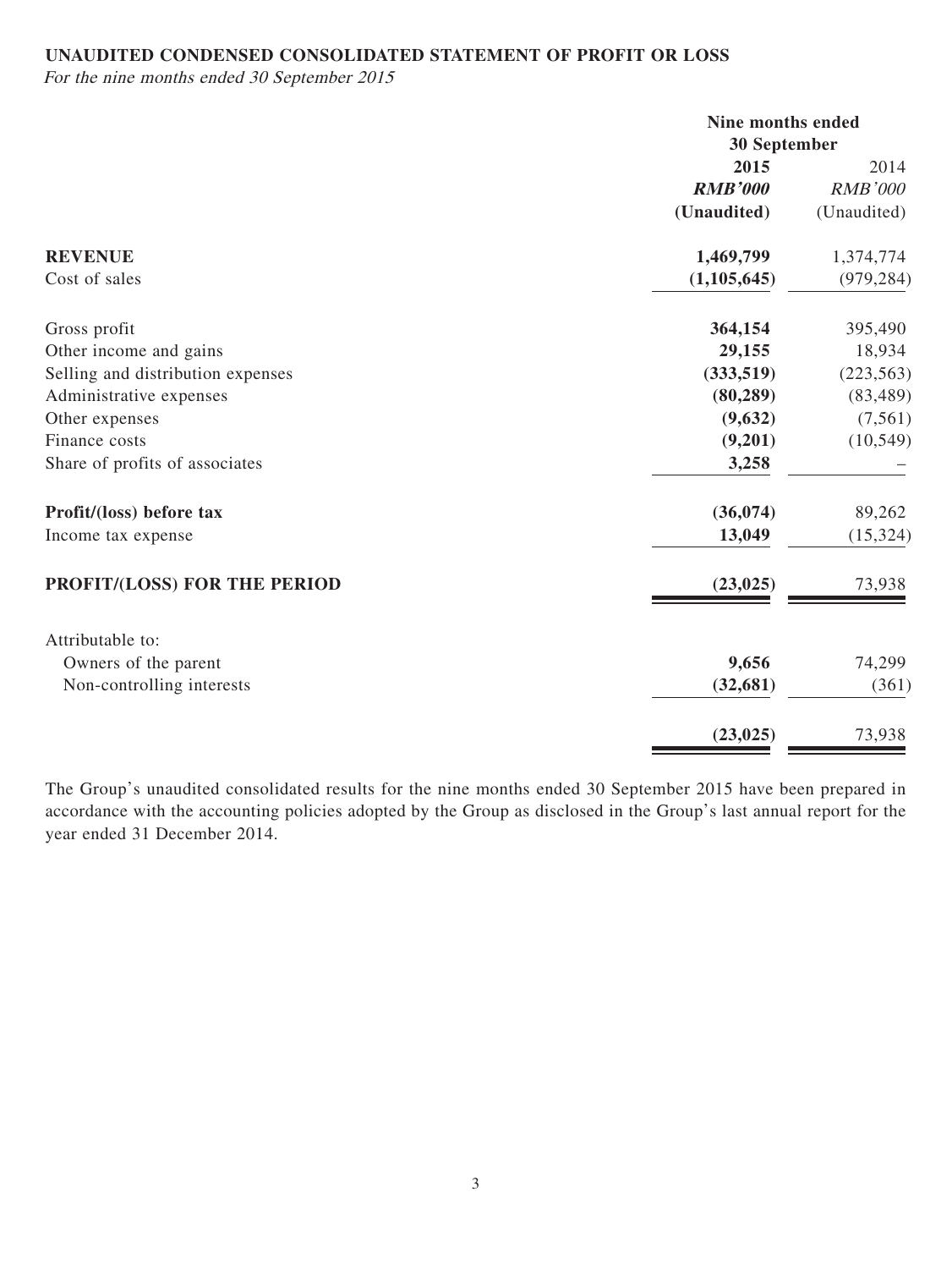**UNAUDITED CONDENSED CONSOLIDATED STATEMENT OF PROFIT OR LOSS**

*For the nine months ended 30 September 2015*

| | Nine months ended 30 September | |
|---|---|---|
| | **2015** | 2014 |
| | ***RMB'000*** | *RMB'000* |
| | **(Unaudited)** | (Unaudited) |
| **REVENUE** | **1,469,799** | 1,374,774 |
| Cost of sales | **(1,105,645)** | (979,284) |
| Gross profit | **364,154** | 395,490 |
| Other income and gains | **29,155** | 18,934 |
| Selling and distribution expenses | **(333,519)** | (223,563) |
| Administrative expenses | **(80,289)** | (83,489) |
| Other expenses | **(9,632)** | (7,561) |
| Finance costs | **(9,201)** | (10,549) |
| Share of profits of associates | **3,258** | – |
| **Profit/(loss) before tax** | **(36,074)** | 89,262 |
| Income tax expense | **13,049** | (15,324) |
| **PROFIT/(LOSS) FOR THE PERIOD** | **(23,025)** | 73,938 |
| Attributable to: | | |
| Owners of the parent | **9,656** | 74,299 |
| Non-controlling interests | **(32,681)** | (361) |
| | **(23,025)** | 73,938 |

The Group's unaudited consolidated results for the nine months ended 30 September 2015 have been prepared in accordance with the accounting policies adopted by the Group as disclosed in the Group's last annual report for the year ended 31 December 2014.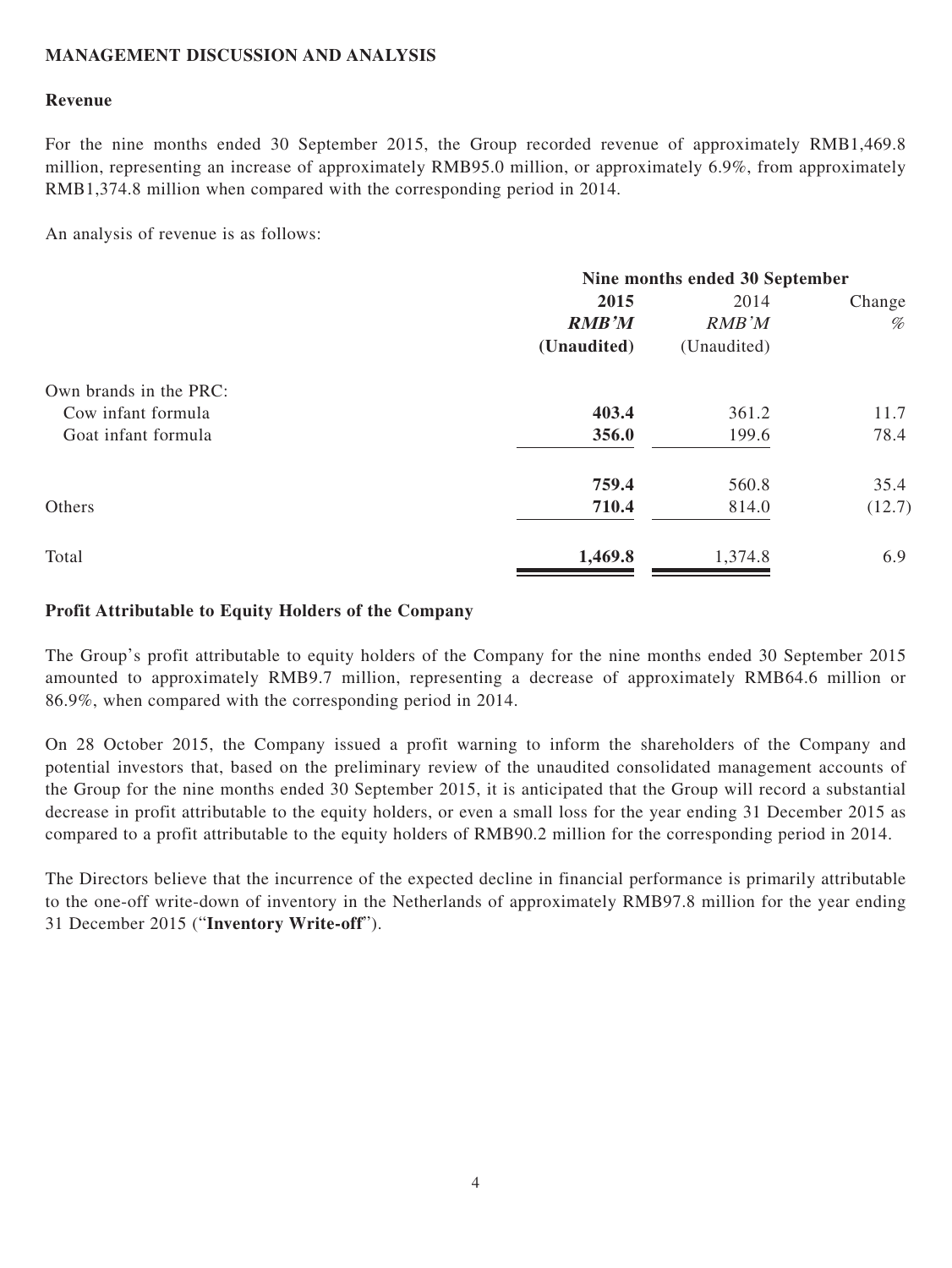## MANAGEMENT DISCUSSION AND ANALYSIS

### Revenue

For the nine months ended 30 September 2015, the Group recorded revenue of approximately RMB1,469.8 million, representing an increase of approximately RMB95.0 million, or approximately 6.9%, from approximately RMB1,374.8 million when compared with the corresponding period in 2014.

An analysis of revenue is as follows:

| | Nine months ended 30 September | | |
|---|---|---|---|
| | **2015** | 2014 | Change |
| | ***RMB'M*** | *RMB'M* | *%* |
| | **(Unaudited)** | (Unaudited) | |
| Own brands in the PRC: | | | |
| Cow infant formula | **403.4** | 361.2 | 11.7 |
| Goat infant formula | **356.0** | 199.6 | 78.4 |
| | **759.4** | 560.8 | 35.4 |
| Others | **710.4** | 814.0 | (12.7) |
| Total | **1,469.8** | 1,374.8 | 6.9 |

### Profit Attributable to Equity Holders of the Company

The Group's profit attributable to equity holders of the Company for the nine months ended 30 September 2015 amounted to approximately RMB9.7 million, representing a decrease of approximately RMB64.6 million or 86.9%, when compared with the corresponding period in 2014.

On 28 October 2015, the Company issued a profit warning to inform the shareholders of the Company and potential investors that, based on the preliminary review of the unaudited consolidated management accounts of the Group for the nine months ended 30 September 2015, it is anticipated that the Group will record a substantial decrease in profit attributable to the equity holders, or even a small loss for the year ending 31 December 2015 as compared to a profit attributable to the equity holders of RMB90.2 million for the corresponding period in 2014.

The Directors believe that the incurrence of the expected decline in financial performance is primarily attributable to the one-off write-down of inventory in the Netherlands of approximately RMB97.8 million for the year ending 31 December 2015 ("**Inventory Write-off**").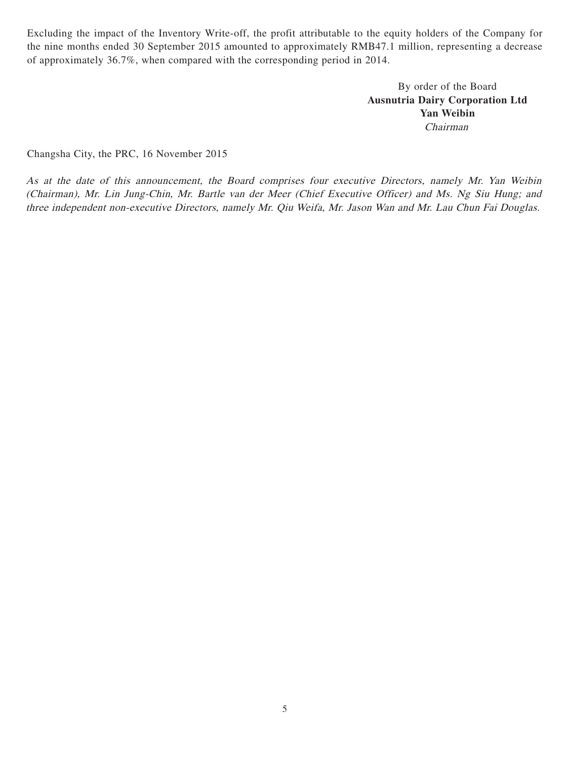Excluding the impact of the Inventory Write-off, the profit attributable to the equity holders of the Company for the nine months ended 30 September 2015 amounted to approximately RMB47.1 million, representing a decrease of approximately 36.7%, when compared with the corresponding period in 2014.

By order of the Board
**Ausnutria Dairy Corporation Ltd**
**Yan Weibin**
*Chairman*

Changsha City, the PRC, 16 November 2015

*As at the date of this announcement, the Board comprises four executive Directors, namely Mr. Yan Weibin (Chairman), Mr. Lin Jung-Chin, Mr. Bartle van der Meer (Chief Executive Officer) and Ms. Ng Siu Hung; and three independent non-executive Directors, namely Mr. Qiu Weifa, Mr. Jason Wan and Mr. Lau Chun Fai Douglas.*